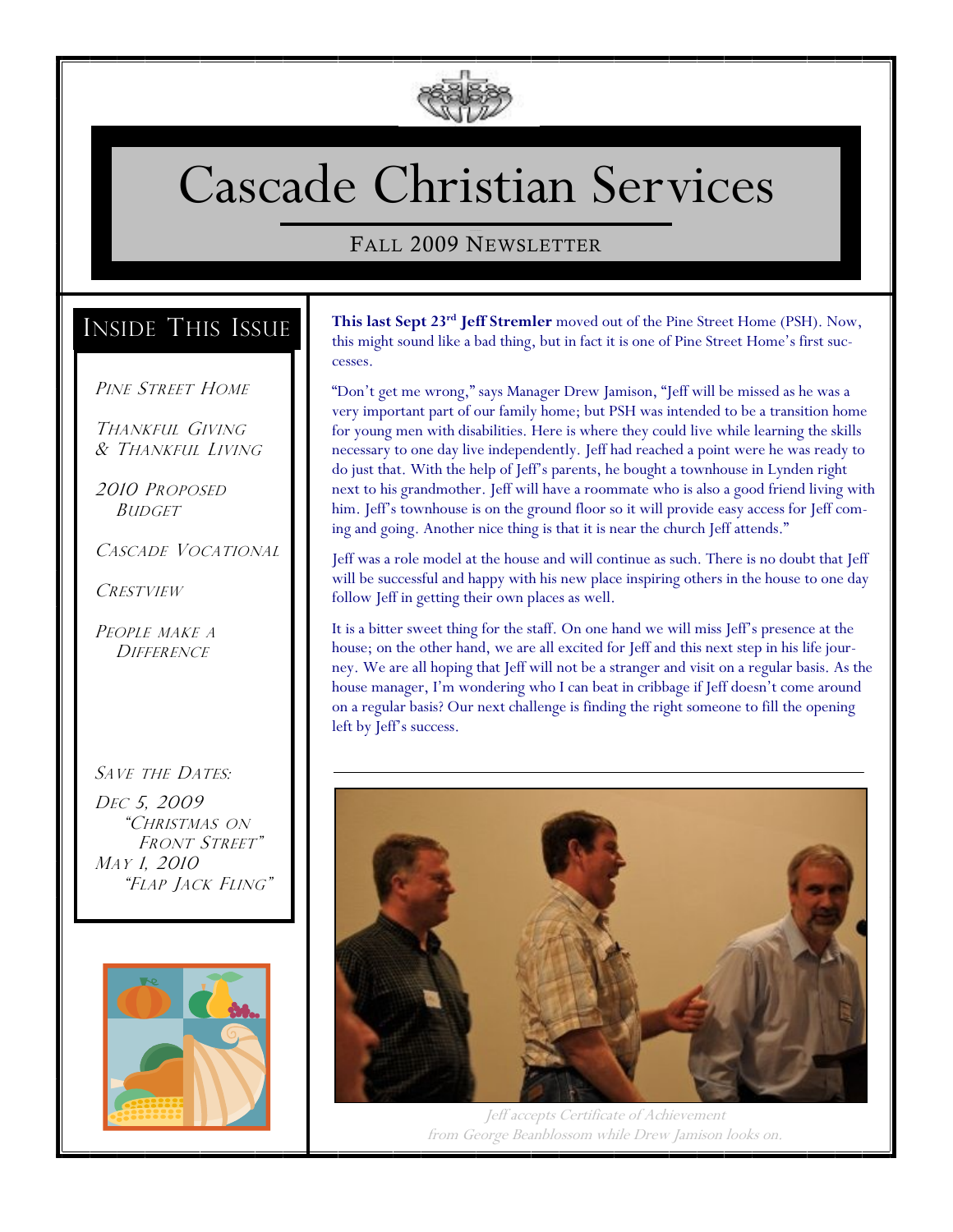# Cascade Christian Services

## Fall 2009 Newsletter

### Inside This Issue

*Pine Street Home*

*Thankful Giving & Thankful Living*

*2010 Proposed Budget*

*Cascade Vocational*

*Crestview*

*People make a Difference*

*Save the Dates:*

*Dec 5, 2009*
*"Christmas on Front Street"*

*May 1, 2010*
*"Flap Jack Fling"*

**This last Sept 23rd Jeff Stremler** moved out of the Pine Street Home (PSH). Now, this might sound like a bad thing, but in fact it is one of Pine Street Home's first successes.

"Don't get me wrong," says Manager Drew Jamison, "Jeff will be missed as he was a very important part of our family home; but PSH was intended to be a transition home for young men with disabilities. Here is where they could live while learning the skills necessary to one day live independently. Jeff had reached a point were he was ready to do just that. With the help of Jeff's parents, he bought a townhouse in Lynden right next to his grandmother. Jeff will have a roommate who is also a good friend living with him. Jeff's townhouse is on the ground floor so it will provide easy access for Jeff coming and going. Another nice thing is that it is near the church Jeff attends."

Jeff was a role model at the house and will continue as such. There is no doubt that Jeff will be successful and happy with his new place inspiring others in the house to one day follow Jeff in getting their own places as well.

It is a bitter sweet thing for the staff. On one hand we will miss Jeff's presence at the house; on the other hand, we are all excited for Jeff and this next step in his life journey. We are all hoping that Jeff will not be a stranger and visit on a regular basis. As the house manager, I'm wondering who I can beat in cribbage if Jeff doesn't come around on a regular basis? Our next challenge is finding the right someone to fill the opening left by Jeff's success.

*Jeff accepts Certificate of Achievement from George Beanblossom while Drew Jamison looks on.*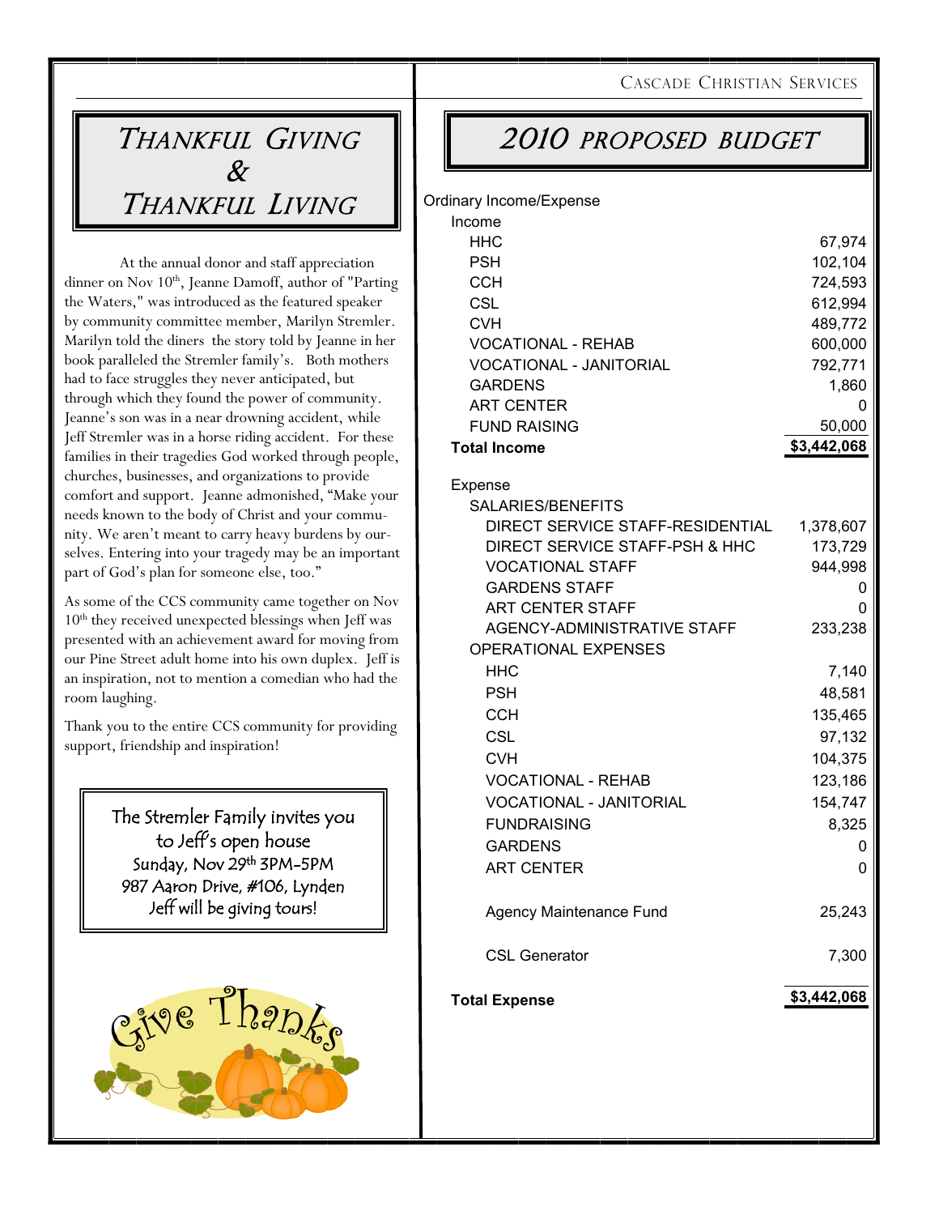# Thankful Giving & Thankful Living

At the annual donor and staff appreciation dinner on Nov 10th, Jeanne Damoff, author of "Parting the Waters," was introduced as the featured speaker by community committee member, Marilyn Stremler. Marilyn told the diners the story told by Jeanne in her book paralleled the Stremler family's. Both mothers had to face struggles they never anticipated, but through which they found the power of community. Jeanne's son was in a near drowning accident, while Jeff Stremler was in a horse riding accident. For these families in their tragedies God worked through people, churches, businesses, and organizations to provide comfort and support. Jeanne admonished, "Make your needs known to the body of Christ and your community. We aren't meant to carry heavy burdens by ourselves. Entering into your tragedy may be an important part of God's plan for someone else, too."

As some of the CCS community came together on Nov 10th they received unexpected blessings when Jeff was presented with an achievement award for moving from our Pine Street adult home into his own duplex. Jeff is an inspiration, not to mention a comedian who had the room laughing.

Thank you to the entire CCS community for providing support, friendship and inspiration!

> The Stremler Family invites you to Jeff's open house
> Sunday, Nov 29th 3PM-5PM
> 987 Aaron Drive, #106, Lynden
> Jeff will be giving tours!

Give Thanks

# 2010 Proposed Budget

| Ordinary Income/Expense | |
|---|---|
| **Income** | |
| HHC | 67,974 |
| PSH | 102,104 |
| CCH | 724,593 |
| CSL | 612,994 |
| CVH | 489,772 |
| VOCATIONAL - REHAB | 600,000 |
| VOCATIONAL - JANITORIAL | 792,771 |
| GARDENS | 1,860 |
| ART CENTER | 0 |
| FUND RAISING | 50,000 |
| **Total Income** | **$3,442,068** |
| **Expense** | |
| SALARIES/BENEFITS | |
| DIRECT SERVICE STAFF-RESIDENTIAL | 1,378,607 |
| DIRECT SERVICE STAFF-PSH & HHC | 173,729 |
| VOCATIONAL STAFF | 944,998 |
| GARDENS STAFF | 0 |
| ART CENTER STAFF | 0 |
| AGENCY-ADMINISTRATIVE STAFF | 233,238 |
| OPERATIONAL EXPENSES | |
| HHC | 7,140 |
| PSH | 48,581 |
| CCH | 135,465 |
| CSL | 97,132 |
| CVH | 104,375 |
| VOCATIONAL - REHAB | 123,186 |
| VOCATIONAL - JANITORIAL | 154,747 |
| FUNDRAISING | 8,325 |
| GARDENS | 0 |
| ART CENTER | 0 |
| Agency Maintenance Fund | 25,243 |
| CSL Generator | 7,300 |
| **Total Expense** | **$3,442,068** |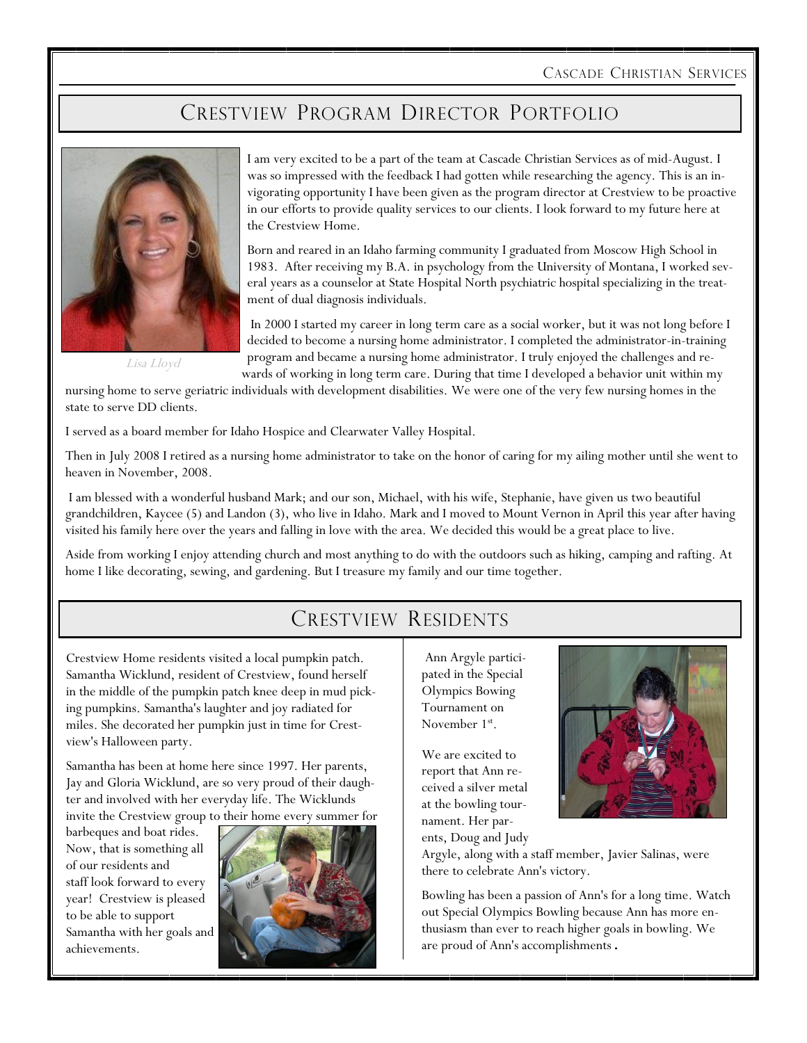## Crestview Program Director Portfolio

*Lisa Lloyd*

I am very excited to be a part of the team at Cascade Christian Services as of mid-August. I was so impressed with the feedback I had gotten while researching the agency. This is an invigorating opportunity I have been given as the program director at Crestview to be proactive in our efforts to provide quality services to our clients. I look forward to my future here at the Crestview Home.

Born and reared in an Idaho farming community I graduated from Moscow High School in 1983. After receiving my B.A. in psychology from the University of Montana, I worked several years as a counselor at State Hospital North psychiatric hospital specializing in the treatment of dual diagnosis individuals.

In 2000 I started my career in long term care as a social worker, but it was not long before I decided to become a nursing home administrator. I completed the administrator-in-training program and became a nursing home administrator. I truly enjoyed the challenges and rewards of working in long term care. During that time I developed a behavior unit within my nursing home to serve geriatric individuals with development disabilities. We were one of the very few nursing homes in the state to serve DD clients.

I served as a board member for Idaho Hospice and Clearwater Valley Hospital.

Then in July 2008 I retired as a nursing home administrator to take on the honor of caring for my ailing mother until she went to heaven in November, 2008.

I am blessed with a wonderful husband Mark; and our son, Michael, with his wife, Stephanie, have given us two beautiful grandchildren, Kaycee (5) and Landon (3), who live in Idaho. Mark and I moved to Mount Vernon in April this year after having visited his family here over the years and falling in love with the area. We decided this would be a great place to live.

Aside from working I enjoy attending church and most anything to do with the outdoors such as hiking, camping and rafting. At home I like decorating, sewing, and gardening. But I treasure my family and our time together.

## Crestview Residents

Crestview Home residents visited a local pumpkin patch. Samantha Wicklund, resident of Crestview, found herself in the middle of the pumpkin patch knee deep in mud picking pumpkins. Samantha's laughter and joy radiated for miles. She decorated her pumpkin just in time for Crestview's Halloween party.

Samantha has been at home here since 1997. Her parents, Jay and Gloria Wicklund, are so very proud of their daughter and involved with her everyday life. The Wicklunds invite the Crestview group to their home every summer for barbeques and boat rides. Now, that is something all of our residents and staff look forward to every year! Crestview is pleased to be able to support Samantha with her goals and achievements.

Ann Argyle participated in the Special Olympics Bowing Tournament on November 1st.

We are excited to report that Ann received a silver metal at the bowling tournament. Her parents, Doug and Judy Argyle, along with a staff member, Javier Salinas, were there to celebrate Ann's victory.

Bowling has been a passion of Ann's for a long time. Watch out Special Olympics Bowling because Ann has more enthusiasm than ever to reach higher goals in bowling. We are proud of Ann's accomplishments.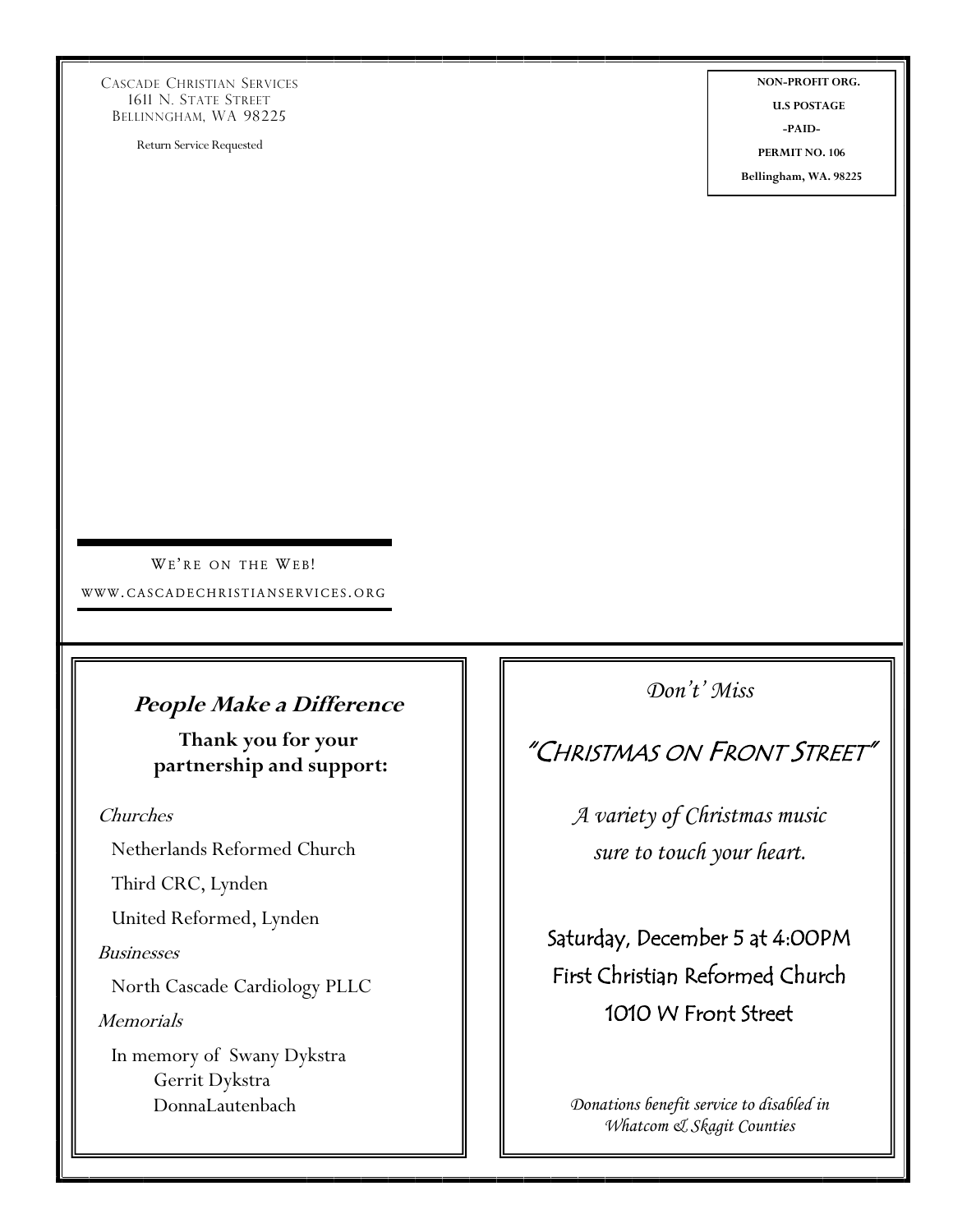Cascade Christian Services
1611 N. State Street
Bellinngham, WA 98225

Return Service Requested

NON-PROFIT ORG.
U.S POSTAGE
-PAID-
PERMIT NO. 106
Bellingham, WA. 98225

We're on the Web!

www.cascadechristianservices.org

## *People Make a Difference*

**Thank you for your partnership and support:**

*Churches*

Netherlands Reformed Church

Third CRC, Lynden

United Reformed, Lynden

*Businesses*

North Cascade Cardiology PLLC

*Memorials*

In memory of Swany Dykstra
Gerrit Dykstra
DonnaLautenbach

*Don't' Miss*

## "Christmas on Front Street"

*A variety of Christmas music sure to touch your heart.*

Saturday, December 5 at 4:00PM
First Christian Reformed Church
1010 W Front Street

*Donations benefit service to disabled in Whatcom & Skagit Counties*